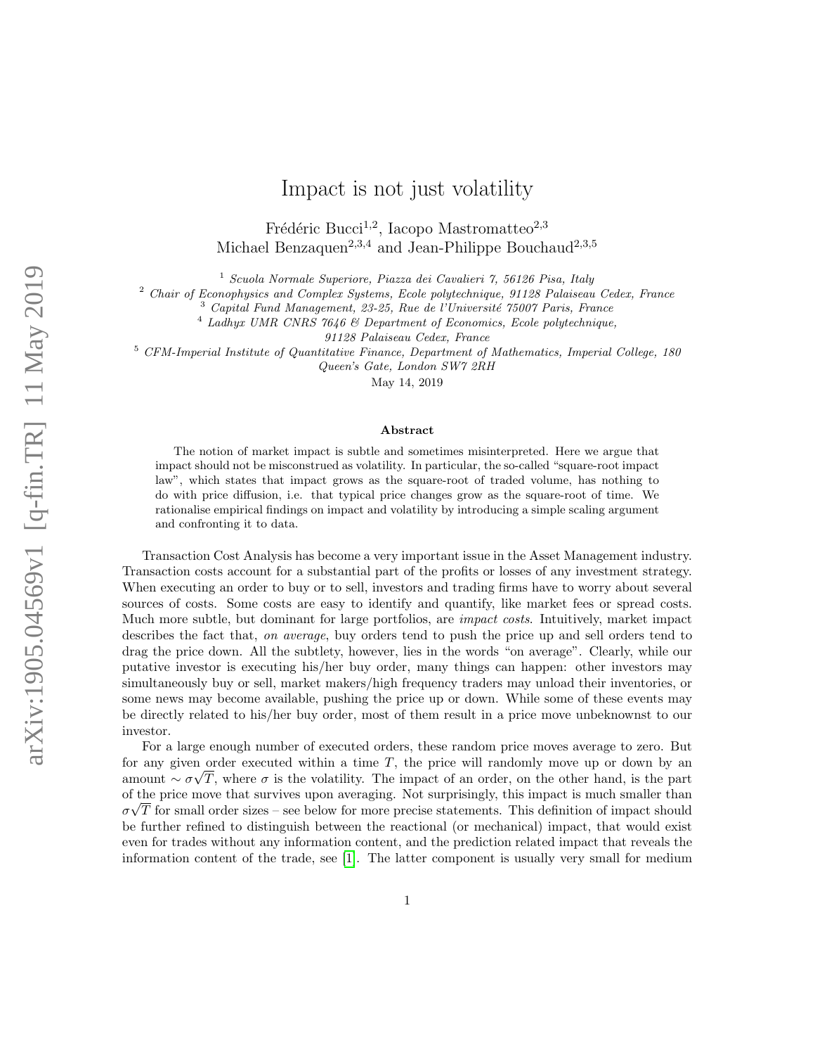# Impact is not just volatility

Frédéric Bucci[1,2], Iacopo Mastromatteo[2,3]
Michael Benzaquen[2,3,4] and Jean-Philippe Bouchaud[2,3,5]

[1] *Scuola Normale Superiore, Piazza dei Cavalieri 7, 56126 Pisa, Italy*
[2] *Chair of Econophysics and Complex Systems, Ecole polytechnique, 91128 Palaiseau Cedex, France*
[3] *Capital Fund Management, 23-25, Rue de l'Université 75007 Paris, France*
[4] *Ladhyx UMR CNRS 7646 & Department of Economics, Ecole polytechnique, 91128 Palaiseau Cedex, France*
[5] *CFM-Imperial Institute of Quantitative Finance, Department of Mathematics, Imperial College, 180 Queen's Gate, London SW7 2RH*

May 14, 2019

**Abstract**

The notion of market impact is subtle and sometimes misinterpreted. Here we argue that impact should not be misconstrued as volatility. In particular, the so-called "square-root impact law", which states that impact grows as the square-root of traded volume, has nothing to do with price diffusion, i.e. that typical price changes grow as the square-root of time. We rationalise empirical findings on impact and volatility by introducing a simple scaling argument and confronting it to data.

Transaction Cost Analysis has become a very important issue in the Asset Management industry. Transaction costs account for a substantial part of the profits or losses of any investment strategy. When executing an order to buy or to sell, investors and trading firms have to worry about several sources of costs. Some costs are easy to identify and quantify, like market fees or spread costs. Much more subtle, but dominant for large portfolios, are *impact costs*. Intuitively, market impact describes the fact that, *on average*, buy orders tend to push the price up and sell orders tend to drag the price down. All the subtlety, however, lies in the words "on average". Clearly, while our putative investor is executing his/her buy order, many things can happen: other investors may simultaneously buy or sell, market makers/high frequency traders may unload their inventories, or some news may become available, pushing the price up or down. While some of these events may be directly related to his/her buy order, most of them result in a price move unbeknownst to our investor.

For a large enough number of executed orders, these random price moves average to zero. But for any given order executed within a time $T$, the price will randomly move up or down by an amount $\sim \sigma\sqrt{T}$, where $\sigma$ is the volatility. The impact of an order, on the other hand, is the part of the price move that survives upon averaging. Not surprisingly, this impact is much smaller than $\sigma\sqrt{T}$ for small order sizes – see below for more precise statements. This definition of impact should be further refined to distinguish between the reactional (or mechanical) impact, that would exist even for trades without any information content, and the prediction related impact that reveals the information content of the trade, see [1]. The latter component is usually very small for medium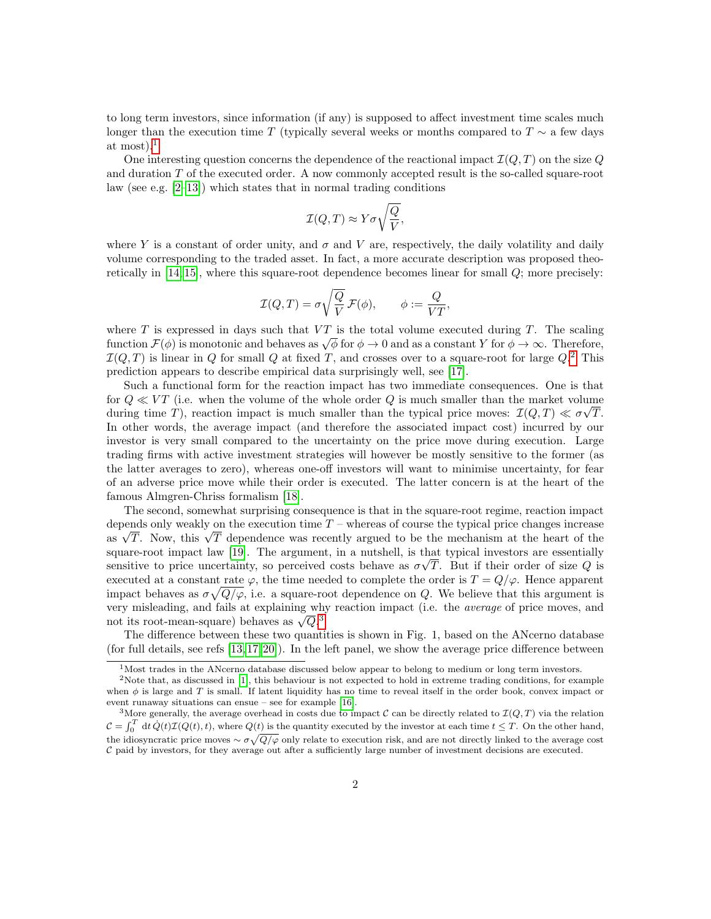to long term investors, since information (if any) is supposed to affect investment time scales much longer than the execution time $T$ (typically several weeks or months compared to $T \sim$ a few days at most).[1]

One interesting question concerns the dependence of the reactional impact $\mathcal{I}(Q,T)$ on the size $Q$ and duration $T$ of the executed order. A now commonly accepted result is the so-called square-root law (see e.g. [2–13]) which states that in normal trading conditions

$$\mathcal{I}(Q,T) \approx Y\sigma\sqrt{\frac{Q}{V}},$$

where $Y$ is a constant of order unity, and $\sigma$ and $V$ are, respectively, the daily volatility and daily volume corresponding to the traded asset. In fact, a more accurate description was proposed theoretically in [14, 15], where this square-root dependence becomes linear for small $Q$; more precisely:

$$\mathcal{I}(Q,T) = \sigma\sqrt{\frac{Q}{V}}\,\mathcal{F}(\phi), \qquad \phi := \frac{Q}{VT},$$

where $T$ is expressed in days such that $VT$ is the total volume executed during $T$. The scaling function $\mathcal{F}(\phi)$ is monotonic and behaves as $\sqrt{\phi}$ for $\phi \to 0$ and as a constant $Y$ for $\phi \to \infty$. Therefore, $\mathcal{I}(Q,T)$ is linear in $Q$ for small $Q$ at fixed $T$, and crosses over to a square-root for large $Q$.[2] This prediction appears to describe empirical data surprisingly well, see [17].

Such a functional form for the reaction impact has two immediate consequences. One is that for $Q \ll VT$ (i.e. when the volume of the whole order $Q$ is much smaller than the market volume during time $T$), reaction impact is much smaller than the typical price moves: $\mathcal{I}(Q,T) \ll \sigma\sqrt{T}$. In other words, the average impact (and therefore the associated impact cost) incurred by our investor is very small compared to the uncertainty on the price move during execution. Large trading firms with active investment strategies will however be mostly sensitive to the former (as the latter averages to zero), whereas one-off investors will want to minimise uncertainty, for fear of an adverse price move while their order is executed. The latter concern is at the heart of the famous Almgren-Chriss formalism [18].

The second, somewhat surprising consequence is that in the square-root regime, reaction impact depends only weakly on the execution time $T$ – whereas of course the typical price changes increase as $\sqrt{T}$. Now, this $\sqrt{T}$ dependence was recently argued to be the mechanism at the heart of the square-root impact law [19]. The argument, in a nutshell, is that typical investors are essentially sensitive to price uncertainty, so perceived costs behave as $\sigma\sqrt{T}$. But if their order of size $Q$ is executed at a constant rate $\varphi$, the time needed to complete the order is $T = Q/\varphi$. Hence apparent impact behaves as $\sigma\sqrt{Q/\varphi}$, i.e. a square-root dependence on $Q$. We believe that this argument is very misleading, and fails at explaining why reaction impact (i.e. the *average* of price moves, and not its root-mean-square) behaves as $\sqrt{Q}$.[3]

The difference between these two quantities is shown in Fig. 1, based on the ANcerno database (for full details, see refs [13, 17, 20]). In the left panel, we show the average price difference between

---

[1] Most trades in the ANcerno database discussed below appear to belong to medium or long term investors.

[2] Note that, as discussed in [1], this behaviour is not expected to hold in extreme trading conditions, for example when $\phi$ is large and $T$ is small. If latent liquidity has no time to reveal itself in the order book, convex impact or event runaway situations can ensue – see for example [16].

[3] More generally, the average overhead in costs due to impact $\mathcal{C}$ can be directly related to $\mathcal{I}(Q,T)$ via the relation $\mathcal{C} = \int_0^T \mathrm{d}t\,\dot{Q}(t)\mathcal{I}(Q(t),t)$, where $Q(t)$ is the quantity executed by the investor at each time $t \le T$. On the other hand, the idiosyncratic price moves $\sim \sigma\sqrt{Q/\varphi}$ only relate to execution risk, and are not directly linked to the average cost $\mathcal{C}$ paid by investors, for they average out after a sufficiently large number of investment decisions are executed.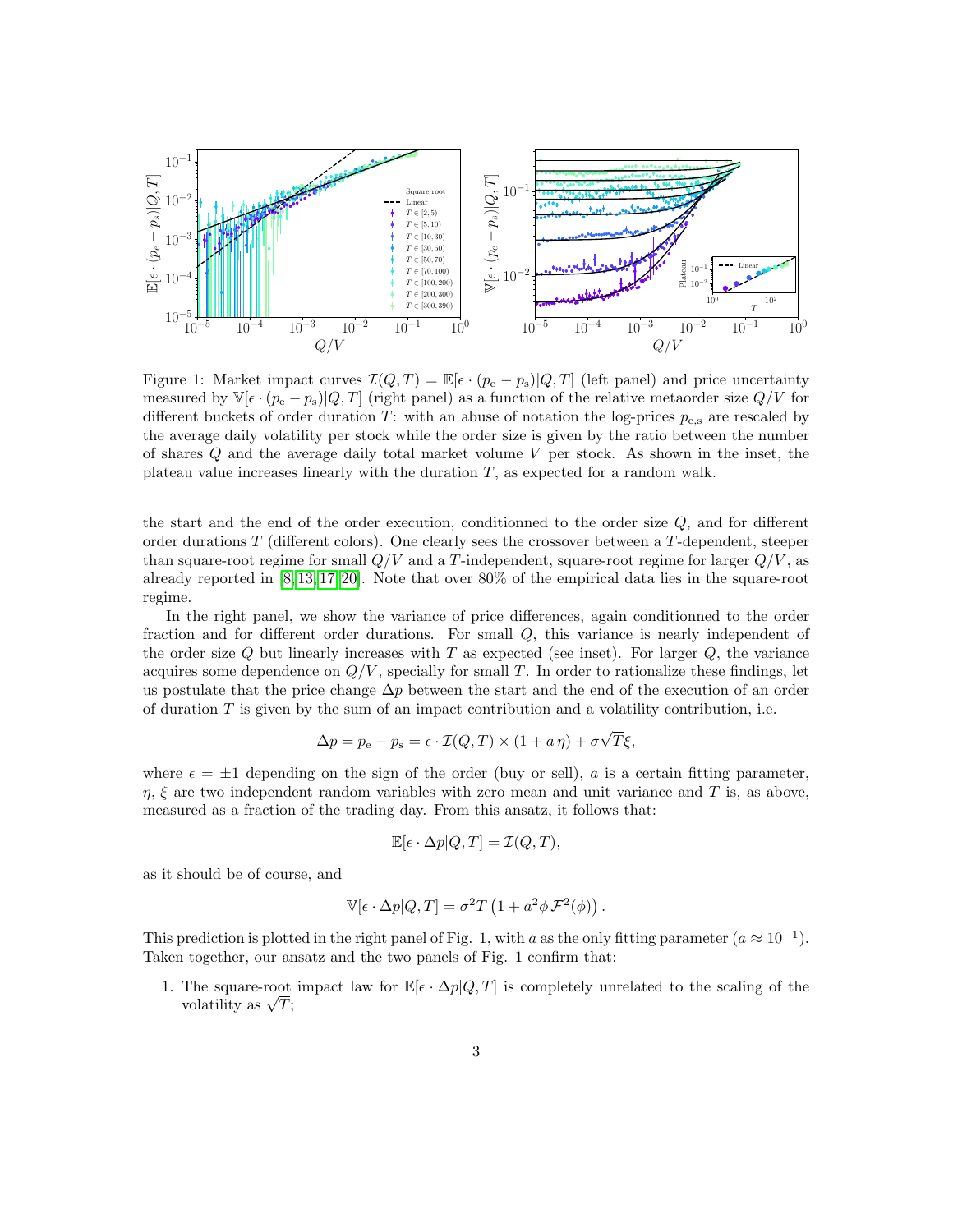Figure 1: Market impact curves $\mathcal{I}(Q,T) = \mathbb{E}[\epsilon \cdot (p_e - p_s)|Q,T]$ (left panel) and price uncertainty measured by $\mathbb{V}[\epsilon \cdot (p_e - p_s)|Q,T]$ (right panel) as a function of the relative metaorder size $Q/V$ for different buckets of order duration $T$: with an abuse of notation the log-prices $p_{e,s}$ are rescaled by the average daily volatility per stock while the order size is given by the ratio between the number of shares $Q$ and the average daily total market volume $V$ per stock. As shown in the inset, the plateau value increases linearly with the duration $T$, as expected for a random walk.

the start and the end of the order execution, conditionned to the order size $Q$, and for different order durations $T$ (different colors). One clearly sees the crossover between a $T$-dependent, steeper than square-root regime for small $Q/V$ and a $T$-independent, square-root regime for larger $Q/V$, as already reported in [8, 13, 17, 20]. Note that over 80% of the empirical data lies in the square-root regime.

In the right panel, we show the variance of price differences, again conditionned to the order fraction and for different order durations. For small $Q$, this variance is nearly independent of the order size $Q$ but linearly increases with $T$ as expected (see inset). For larger $Q$, the variance acquires some dependence on $Q/V$, specially for small $T$. In order to rationalize these findings, let us postulate that the price change $\Delta p$ between the start and the end of the execution of an order of duration $T$ is given by the sum of an impact contribution and a volatility contribution, i.e.

$$\Delta p = p_\mathrm{e} - p_\mathrm{s} = \epsilon \cdot \mathcal{I}(Q,T) \times (1 + a\,\eta) + \sigma\sqrt{T}\xi,$$

where $\epsilon = \pm 1$ depending on the sign of the order (buy or sell), $a$ is a certain fitting parameter, $\eta$, $\xi$ are two independent random variables with zero mean and unit variance and $T$ is, as above, measured as a fraction of the trading day. From this ansatz, it follows that:

$$\mathbb{E}[\epsilon \cdot \Delta p|Q,T] = \mathcal{I}(Q,T),$$

as it should be of course, and

$$\mathbb{V}[\epsilon \cdot \Delta p|Q,T] = \sigma^2 T \left(1 + a^2 \phi\, \mathcal{F}^2(\phi)\right).$$

This prediction is plotted in the right panel of Fig. 1, with $a$ as the only fitting parameter ($a \approx 10^{-1}$). Taken together, our ansatz and the two panels of Fig. 1 confirm that:

1. The square-root impact law for $\mathbb{E}[\epsilon \cdot \Delta p|Q,T]$ is completely unrelated to the scaling of the volatility as $\sqrt{T}$;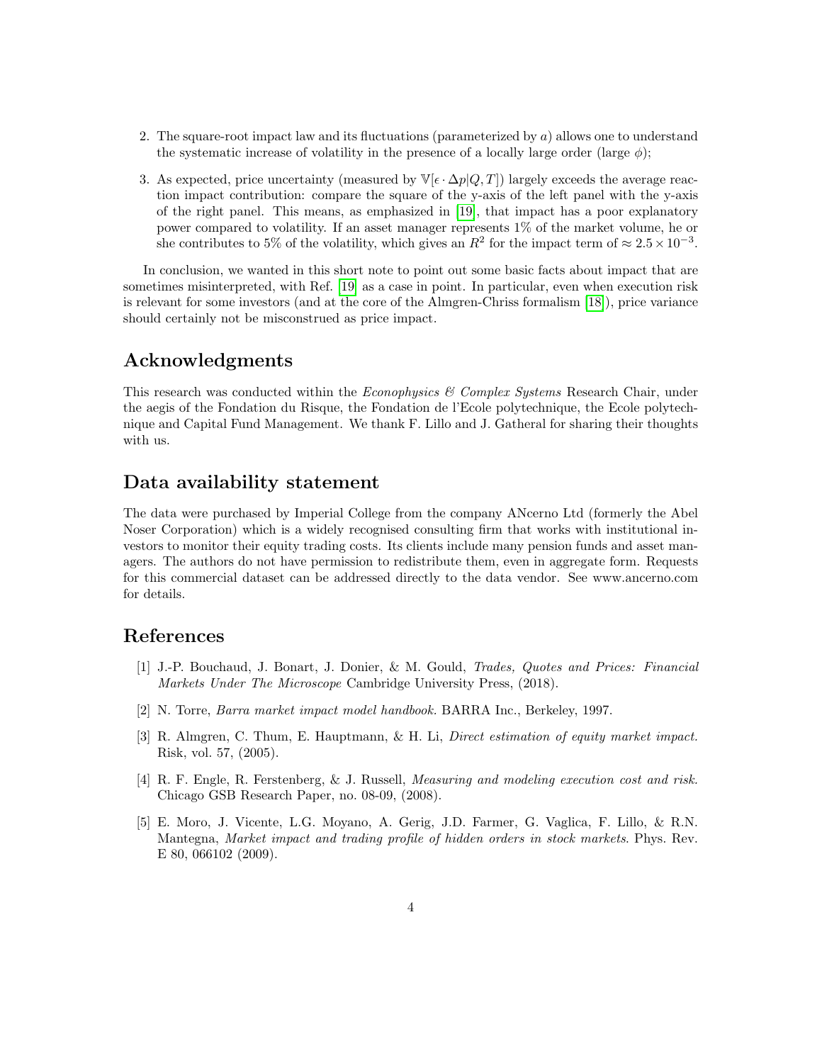2. The square-root impact law and its fluctuations (parameterized by $a$) allows one to understand the systematic increase of volatility in the presence of a locally large order (large $\phi$);

3. As expected, price uncertainty (measured by $\mathbb{V}[\epsilon \cdot \Delta p|Q, T]$) largely exceeds the average reaction impact contribution: compare the square of the y-axis of the left panel with the y-axis of the right panel. This means, as emphasized in [19], that impact has a poor explanatory power compared to volatility. If an asset manager represents 1% of the market volume, he or she contributes to 5% of the volatility, which gives an $R^2$ for the impact term of $\approx 2.5 \times 10^{-3}$.

In conclusion, we wanted in this short note to point out some basic facts about impact that are sometimes misinterpreted, with Ref. [19] as a case in point. In particular, even when execution risk is relevant for some investors (and at the core of the Almgren-Chriss formalism [18]), price variance should certainly not be misconstrued as price impact.

## Acknowledgments

This research was conducted within the *Econophysics & Complex Systems* Research Chair, under the aegis of the Fondation du Risque, the Fondation de l'Ecole polytechnique, the Ecole polytechnique and Capital Fund Management. We thank F. Lillo and J. Gatheral for sharing their thoughts with us.

## Data availability statement

The data were purchased by Imperial College from the company ANcerno Ltd (formerly the Abel Noser Corporation) which is a widely recognised consulting firm that works with institutional investors to monitor their equity trading costs. Its clients include many pension funds and asset managers. The authors do not have permission to redistribute them, even in aggregate form. Requests for this commercial dataset can be addressed directly to the data vendor. See www.ancerno.com for details.

## References

[1] J.-P. Bouchaud, J. Bonart, J. Donier, & M. Gould, *Trades, Quotes and Prices: Financial Markets Under The Microscope* Cambridge University Press, (2018).

[2] N. Torre, *Barra market impact model handbook.* BARRA Inc., Berkeley, 1997.

[3] R. Almgren, C. Thum, E. Hauptmann, & H. Li, *Direct estimation of equity market impact.* Risk, vol. 57, (2005).

[4] R. F. Engle, R. Ferstenberg, & J. Russell, *Measuring and modeling execution cost and risk.* Chicago GSB Research Paper, no. 08-09, (2008).

[5] E. Moro, J. Vicente, L.G. Moyano, A. Gerig, J.D. Farmer, G. Vaglica, F. Lillo, & R.N. Mantegna, *Market impact and trading profile of hidden orders in stock markets.* Phys. Rev. E 80, 066102 (2009).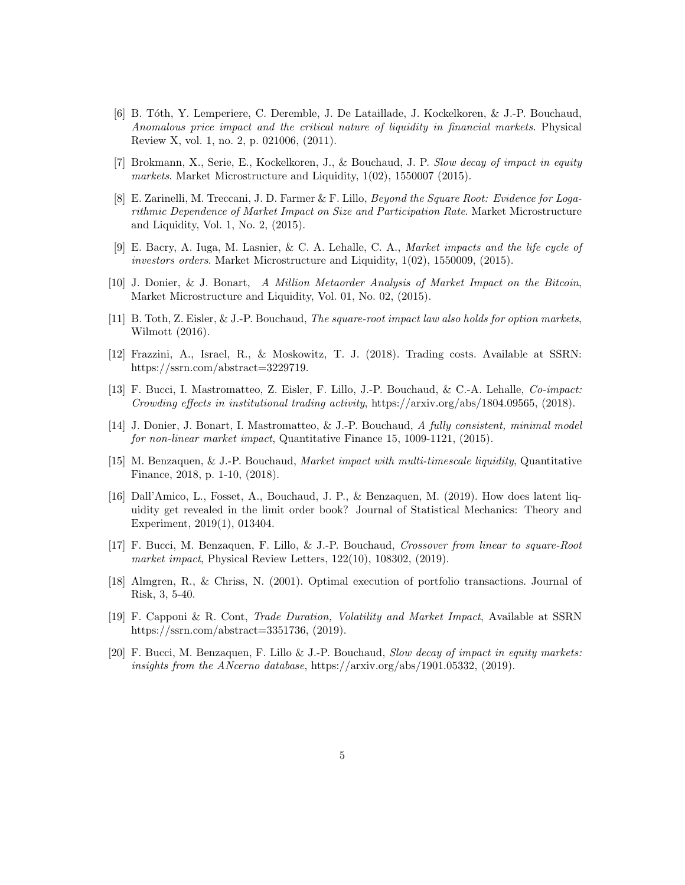[6] B. Tóth, Y. Lemperiere, C. Deremble, J. De Lataillade, J. Kockelkoren, & J.-P. Bouchaud, *Anomalous price impact and the critical nature of liquidity in financial markets*. Physical Review X, vol. 1, no. 2, p. 021006, (2011).

[7] Brokmann, X., Serie, E., Kockelkoren, J., & Bouchaud, J. P. *Slow decay of impact in equity markets*. Market Microstructure and Liquidity, 1(02), 1550007 (2015).

[8] E. Zarinelli, M. Treccani, J. D. Farmer & F. Lillo, *Beyond the Square Root: Evidence for Logarithmic Dependence of Market Impact on Size and Participation Rate*. Market Microstructure and Liquidity, Vol. 1, No. 2, (2015).

[9] E. Bacry, A. Iuga, M. Lasnier, & C. A. Lehalle, C. A., *Market impacts and the life cycle of investors orders*. Market Microstructure and Liquidity, 1(02), 1550009, (2015).

[10] J. Donier, & J. Bonart, *A Million Metaorder Analysis of Market Impact on the Bitcoin*, Market Microstructure and Liquidity, Vol. 01, No. 02, (2015).

[11] B. Toth, Z. Eisler, & J.-P. Bouchaud, *The square-root impact law also holds for option markets*, Wilmott (2016).

[12] Frazzini, A., Israel, R., & Moskowitz, T. J. (2018). Trading costs. Available at SSRN: https://ssrn.com/abstract=3229719.

[13] F. Bucci, I. Mastromatteo, Z. Eisler, F. Lillo, J.-P. Bouchaud, & C.-A. Lehalle, *Co-impact: Crowding effects in institutional trading activity*, https://arxiv.org/abs/1804.09565, (2018).

[14] J. Donier, J. Bonart, I. Mastromatteo, & J.-P. Bouchaud, *A fully consistent, minimal model for non-linear market impact*, Quantitative Finance 15, 1009-1121, (2015).

[15] M. Benzaquen, & J.-P. Bouchaud, *Market impact with multi-timescale liquidity*, Quantitative Finance, 2018, p. 1-10, (2018).

[16] Dall'Amico, L., Fosset, A., Bouchaud, J. P., & Benzaquen, M. (2019). How does latent liquidity get revealed in the limit order book? Journal of Statistical Mechanics: Theory and Experiment, 2019(1), 013404.

[17] F. Bucci, M. Benzaquen, F. Lillo, & J.-P. Bouchaud, *Crossover from linear to square-Root market impact*, Physical Review Letters, 122(10), 108302, (2019).

[18] Almgren, R., & Chriss, N. (2001). Optimal execution of portfolio transactions. Journal of Risk, 3, 5-40.

[19] F. Capponi & R. Cont, *Trade Duration, Volatility and Market Impact*, Available at SSRN https://ssrn.com/abstract=3351736, (2019).

[20] F. Bucci, M. Benzaquen, F. Lillo & J.-P. Bouchaud, *Slow decay of impact in equity markets: insights from the ANcerno database*, https://arxiv.org/abs/1901.05332, (2019).